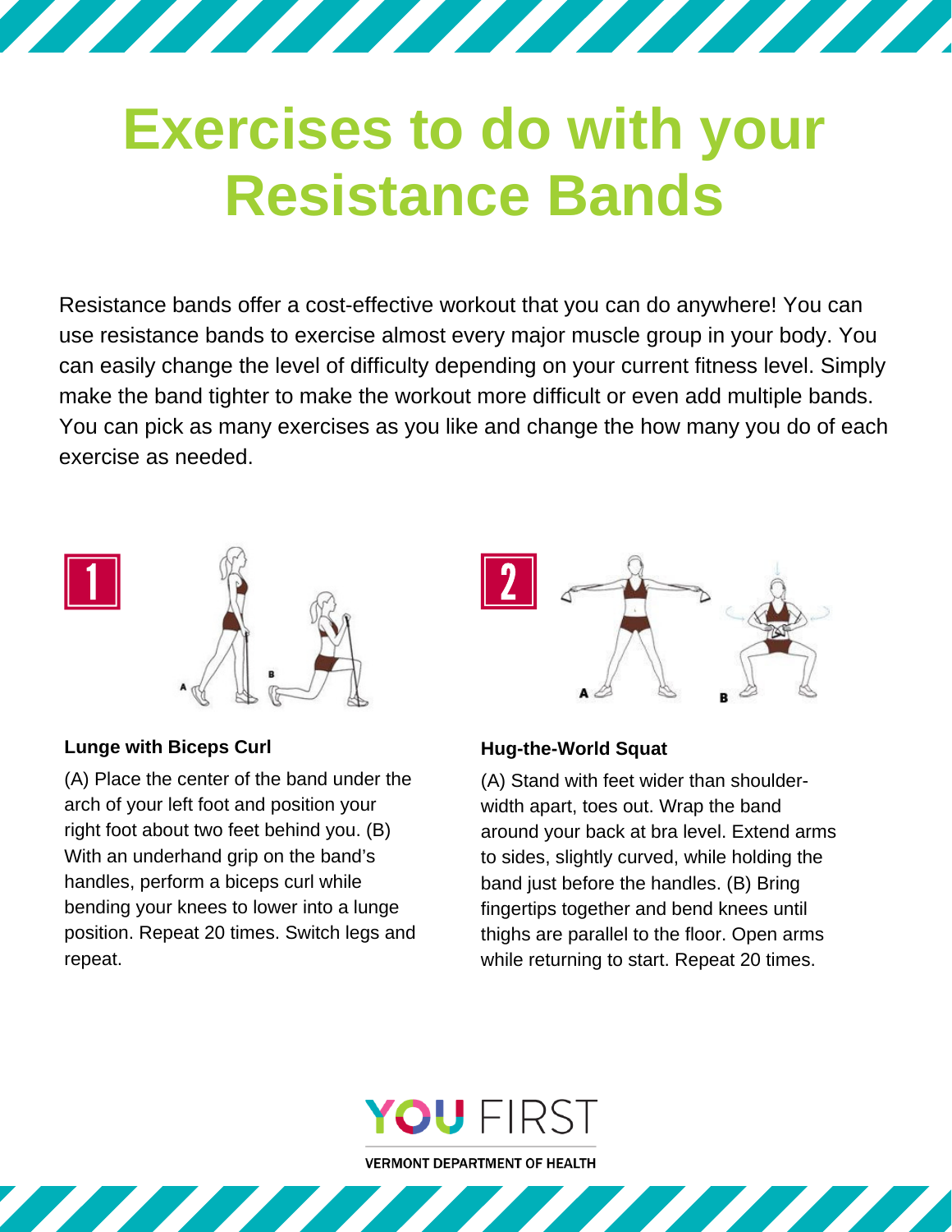# Exercises to do with your Resistance Bands

Resistance bands offer a cost-effective workout that you can do anywhere! You can use resistance bands to exercise almost every major muscle group in your body. You can easily change the level of difficulty depending on your current fitness level. Simply make the band tighter to make the workout more difficult or even add multiple bands. You can pick as many exercises as you like and change the how many you do of each exercise as needed.

## 1

**Lunge with Biceps Curl**

(A) Place the center of the band under the arch of your left foot and position your right foot about two feet behind you. (B) With an underhand grip on the band's handles, perform a biceps curl while bending your knees to lower into a lunge position. Repeat 20 times. Switch legs and repeat.

## 2

**Hug-the-World Squat**

(A) Stand with feet wider than shoulder-width apart, toes out. Wrap the band around your back at bra level. Extend arms to sides, slightly curved, while holding the band just before the handles. (B) Bring fingertips together and bend knees until thighs are parallel to the floor. Open arms while returning to start. Repeat 20 times.

YOU FIRST

VERMONT DEPARTMENT OF HEALTH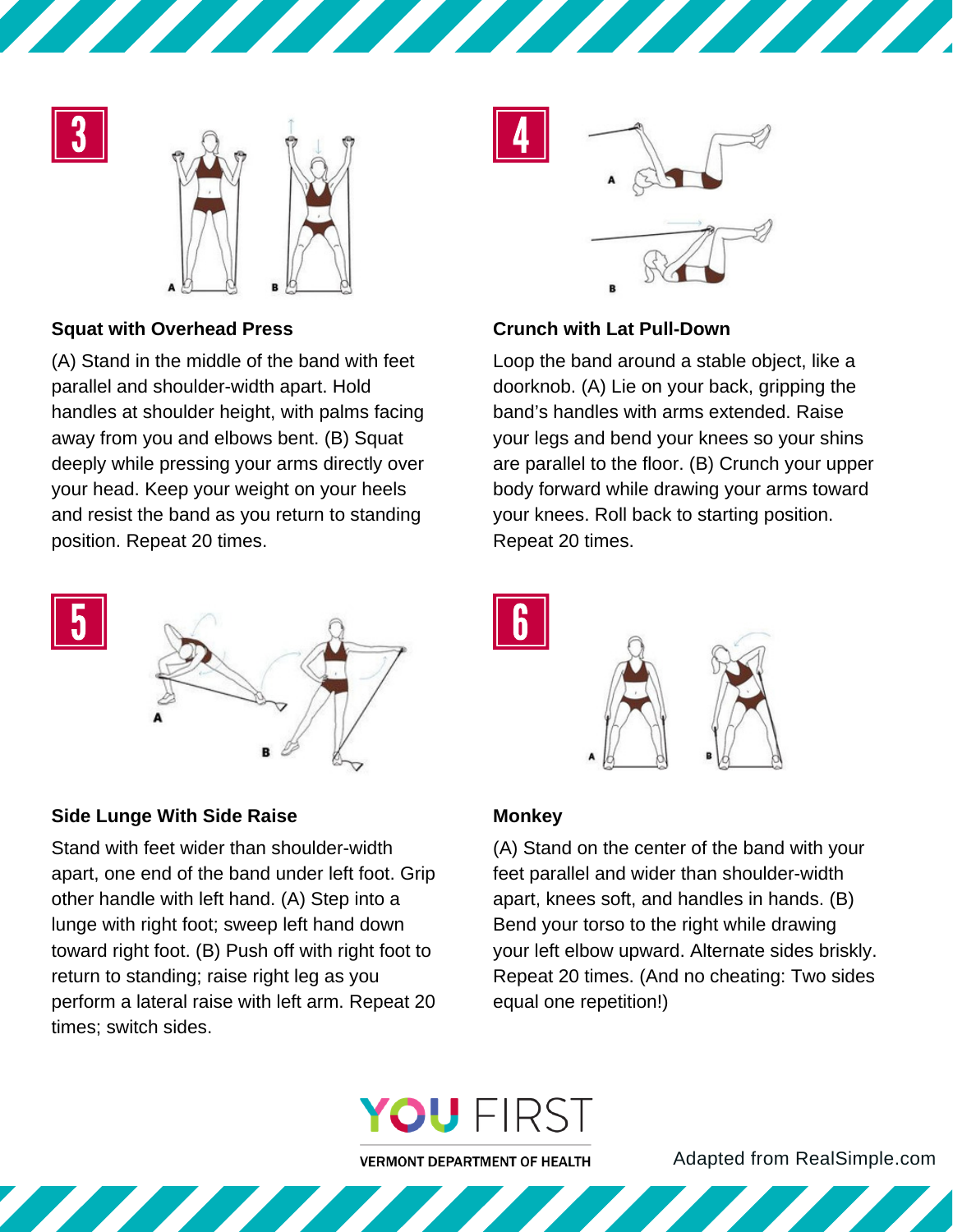## 3

### Squat with Overhead Press

(A) Stand in the middle of the band with feet parallel and shoulder-width apart. Hold handles at shoulder height, with palms facing away from you and elbows bent. (B) Squat deeply while pressing your arms directly over your head. Keep your weight on your heels and resist the band as you return to standing position. Repeat 20 times.

## 4

### Crunch with Lat Pull-Down

Loop the band around a stable object, like a doorknob. (A) Lie on your back, gripping the band's handles with arms extended. Raise your legs and bend your knees so your shins are parallel to the floor. (B) Crunch your upper body forward while drawing your arms toward your knees. Roll back to starting position. Repeat 20 times.

## 5

### Side Lunge With Side Raise

Stand with feet wider than shoulder-width apart, one end of the band under left foot. Grip other handle with left hand. (A) Step into a lunge with right foot; sweep left hand down toward right foot. (B) Push off with right foot to return to standing; raise right leg as you perform a lateral raise with left arm. Repeat 20 times; switch sides.

## 6

### Monkey

(A) Stand on the center of the band with your feet parallel and wider than shoulder-width apart, knees soft, and handles in hands. (B) Bend your torso to the right while drawing your left elbow upward. Alternate sides briskly. Repeat 20 times. (And no cheating: Two sides equal one repetition!)

YOU FIRST

VERMONT DEPARTMENT OF HEALTH

Adapted from RealSimple.com